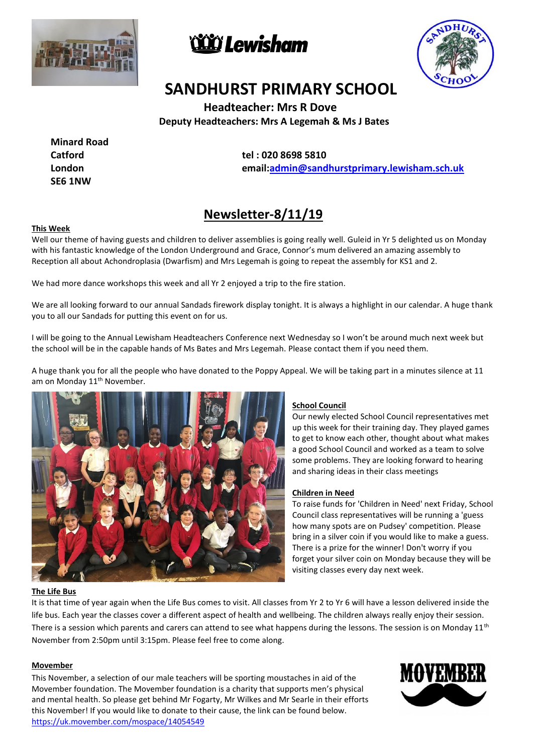# SANDHURST PRIMARY SCHOOL

**Headteacher: Mrs R Dove**

**Deputy Headteachers: Mrs A Legemah & Ms J Bates**

**Minard Road**
**Catford**
**London**
**SE6 1NW**

**tel : 020 8698 5810**
**email:admin@sandhurstprimary.lewisham.sch.uk**

## Newsletter-8/11/19

**This Week**

Well our theme of having guests and children to deliver assemblies is going really well. Guleid in Yr 5 delighted us on Monday with his fantastic knowledge of the London Underground and Grace, Connor's mum delivered an amazing assembly to Reception all about Achondroplasia (Dwarfism) and Mrs Legemah is going to repeat the assembly for KS1 and 2.

We had more dance workshops this week and all Yr 2 enjoyed a trip to the fire station.

We are all looking forward to our annual Sandads firework display tonight. It is always a highlight in our calendar. A huge thank you to all our Sandads for putting this event on for us.

I will be going to the Annual Lewisham Headteachers Conference next Wednesday so I won't be around much next week but the school will be in the capable hands of Ms Bates and Mrs Legemah. Please contact them if you need them.

A huge thank you for all the people who have donated to the Poppy Appeal. We will be taking part in a minutes silence at 11 am on Monday 11th November.

**School Council**

Our newly elected School Council representatives met up this week for their training day. They played games to get to know each other, thought about what makes a good School Council and worked as a team to solve some problems. They are looking forward to hearing and sharing ideas in their class meetings

**Children in Need**

To raise funds for 'Children in Need' next Friday, School Council class representatives will be running a 'guess how many spots are on Pudsey' competition. Please bring in a silver coin if you would like to make a guess. There is a prize for the winner! Don't worry if you forget your silver coin on Monday because they will be visiting classes every day next week.

**The Life Bus**

It is that time of year again when the Life Bus comes to visit. All classes from Yr 2 to Yr 6 will have a lesson delivered inside the life bus. Each year the classes cover a different aspect of health and wellbeing. The children always really enjoy their session. There is a session which parents and carers can attend to see what happens during the lessons. The session is on Monday 11th November from 2:50pm until 3:15pm. Please feel free to come along.

**Movember**

This November, a selection of our male teachers will be sporting moustaches in aid of the Movember foundation. The Movember foundation is a charity that supports men's physical and mental health. So please get behind Mr Fogarty, Mr Wilkes and Mr Searle in their efforts this November! If you would like to donate to their cause, the link can be found below.
https://uk.movember.com/mospace/14054549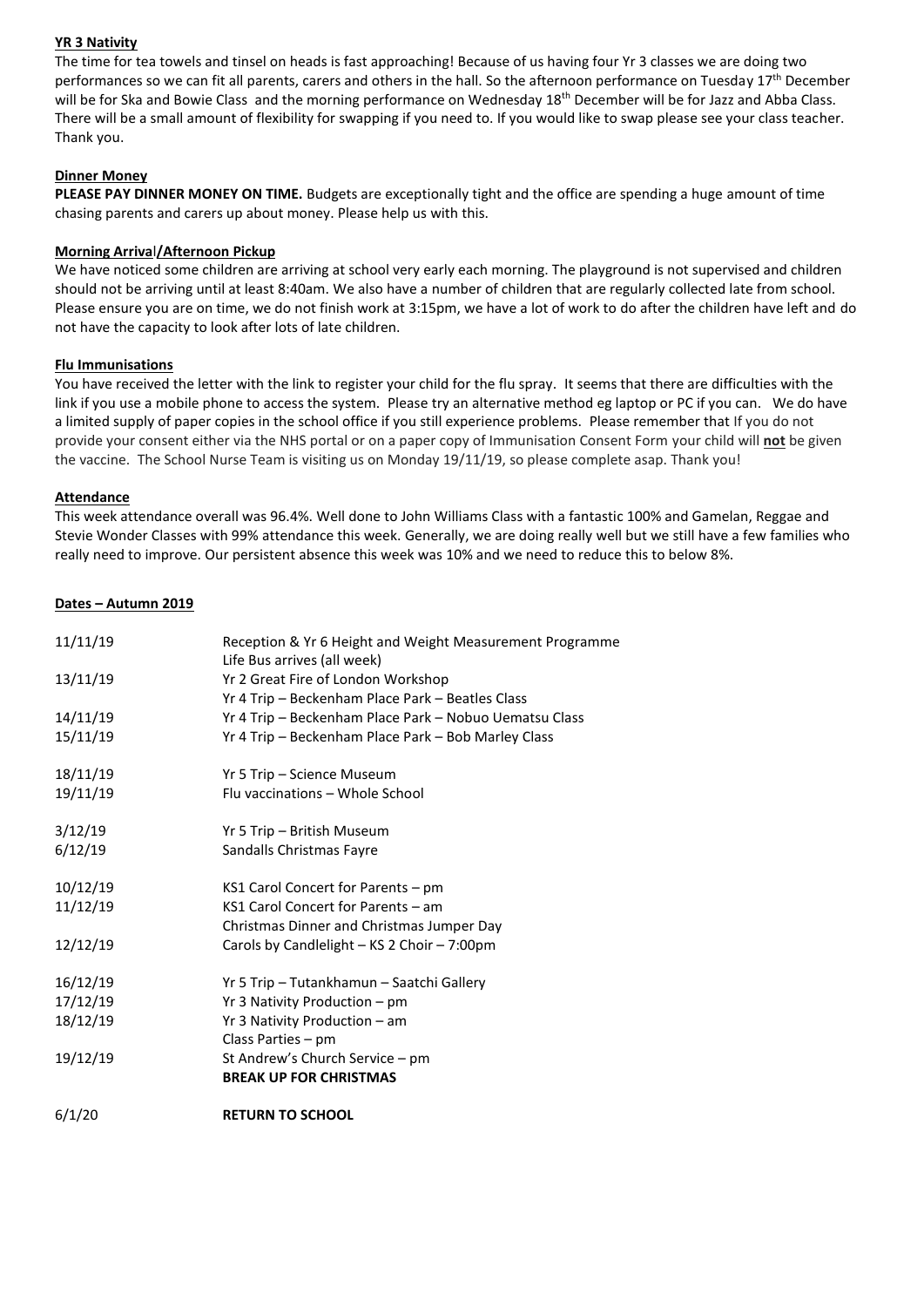**YR 3 Nativity**

The time for tea towels and tinsel on heads is fast approaching! Because of us having four Yr 3 classes we are doing two performances so we can fit all parents, carers and others in the hall. So the afternoon performance on Tuesday 17th December will be for Ska and Bowie Class and the morning performance on Wednesday 18th December will be for Jazz and Abba Class. There will be a small amount of flexibility for swapping if you need to. If you would like to swap please see your class teacher. Thank you.

**Dinner Money**

**PLEASE PAY DINNER MONEY ON TIME.** Budgets are exceptionally tight and the office are spending a huge amount of time chasing parents and carers up about money. Please help us with this.

**Morning Arrival/Afternoon Pickup**

We have noticed some children are arriving at school very early each morning. The playground is not supervised and children should not be arriving until at least 8:40am. We also have a number of children that are regularly collected late from school. Please ensure you are on time, we do not finish work at 3:15pm, we have a lot of work to do after the children have left and do not have the capacity to look after lots of late children.

**Flu Immunisations**

You have received the letter with the link to register your child for the flu spray. It seems that there are difficulties with the link if you use a mobile phone to access the system. Please try an alternative method eg laptop or PC if you can. We do have a limited supply of paper copies in the school office if you still experience problems. Please remember that If you do not provide your consent either via the NHS portal or on a paper copy of Immunisation Consent Form your child will **not** be given the vaccine. The School Nurse Team is visiting us on Monday 19/11/19, so please complete asap. Thank you!

**Attendance**

This week attendance overall was 96.4%. Well done to John Williams Class with a fantastic 100% and Gamelan, Reggae and Stevie Wonder Classes with 99% attendance this week. Generally, we are doing really well but we still have a few families who really need to improve. Our persistent absence this week was 10% and we need to reduce this to below 8%.

**Dates – Autumn 2019**

| | |
|---|---|
| 11/11/19 | Reception & Yr 6 Height and Weight Measurement Programme |
| | Life Bus arrives (all week) |
| 13/11/19 | Yr 2 Great Fire of London Workshop |
| | Yr 4 Trip – Beckenham Place Park – Beatles Class |
| 14/11/19 | Yr 4 Trip – Beckenham Place Park – Nobuo Uematsu Class |
| 15/11/19 | Yr 4 Trip – Beckenham Place Park – Bob Marley Class |
| 18/11/19 | Yr 5 Trip – Science Museum |
| 19/11/19 | Flu vaccinations – Whole School |
| 3/12/19 | Yr 5 Trip – British Museum |
| 6/12/19 | Sandalls Christmas Fayre |
| 10/12/19 | KS1 Carol Concert for Parents – pm |
| 11/12/19 | KS1 Carol Concert for Parents – am |
| | Christmas Dinner and Christmas Jumper Day |
| 12/12/19 | Carols by Candlelight – KS 2 Choir – 7:00pm |
| 16/12/19 | Yr 5 Trip – Tutankhamun – Saatchi Gallery |
| 17/12/19 | Yr 3 Nativity Production – pm |
| 18/12/19 | Yr 3 Nativity Production – am |
| | Class Parties – pm |
| 19/12/19 | St Andrew's Church Service – pm |
| | **BREAK UP FOR CHRISTMAS** |
| 6/1/20 | **RETURN TO SCHOOL** |